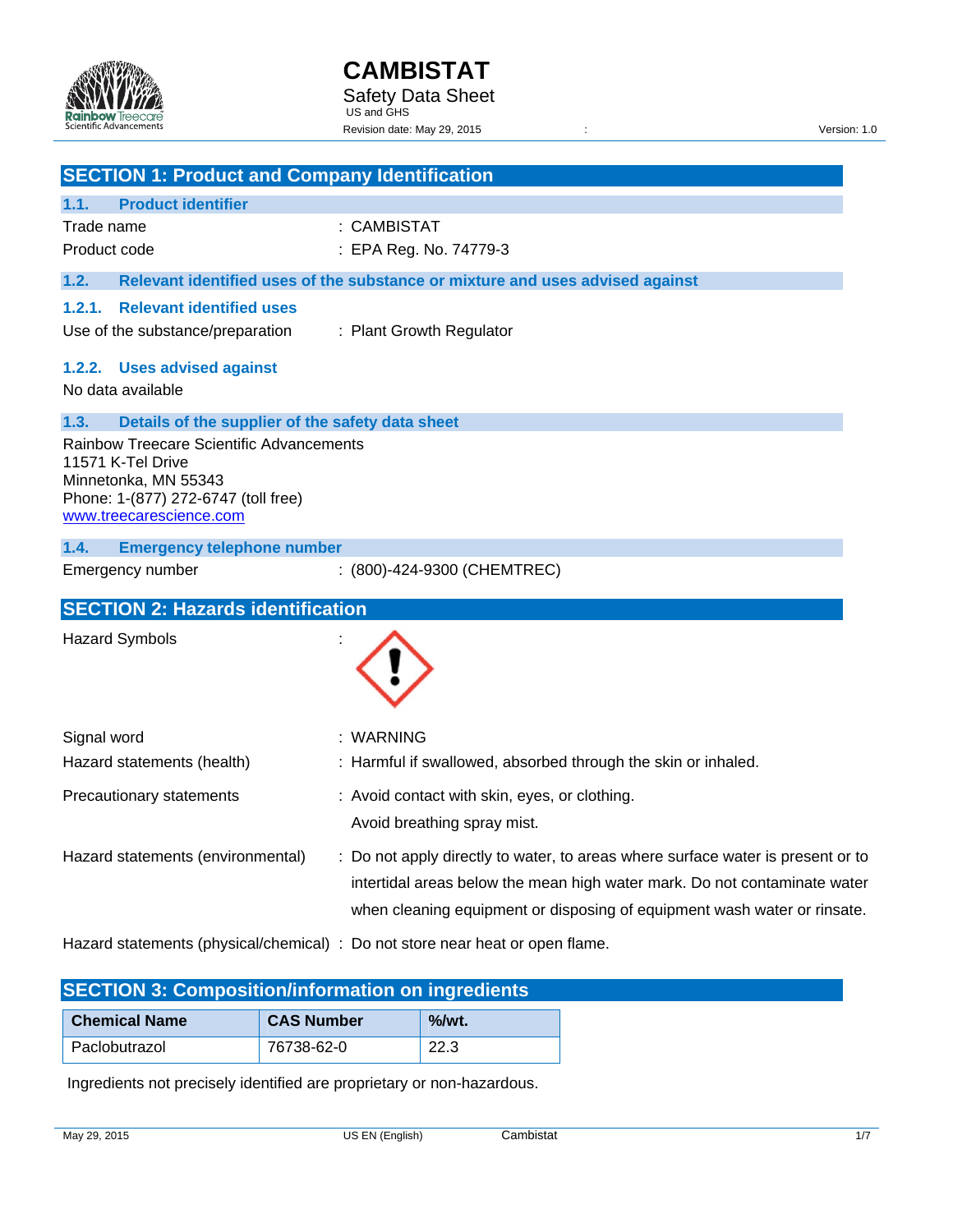# CAMBISTAT

Safety Data Sheet
US and GHS
Revision date: May 29, 2015 : Version: 1.0

## SECTION 1: Product and Company Identification

### 1.1. Product identifier

Trade name : CAMBISTAT

Product code : EPA Reg. No. 74779-3

### 1.2. Relevant identified uses of the substance or mixture and uses advised against

#### 1.2.1. Relevant identified uses

Use of the substance/preparation : Plant Growth Regulator

#### 1.2.2. Uses advised against

No data available

### 1.3. Details of the supplier of the safety data sheet

Rainbow Treecare Scientific Advancements
11571 K-Tel Drive
Minnetonka, MN 55343
Phone: 1-(877) 272-6747 (toll free)
www.treecarescience.com

### 1.4. Emergency telephone number

Emergency number : (800)-424-9300 (CHEMTREC)

## SECTION 2: Hazards identification

Hazard Symbols :

Signal word : WARNING

Hazard statements (health) : Harmful if swallowed, absorbed through the skin or inhaled.

Precautionary statements : Avoid contact with skin, eyes, or clothing.
Avoid breathing spray mist.

Hazard statements (environmental) : Do not apply directly to water, to areas where surface water is present or to intertidal areas below the mean high water mark. Do not contaminate water when cleaning equipment or disposing of equipment wash water or rinsate.

Hazard statements (physical/chemical) : Do not store near heat or open flame.

## SECTION 3: Composition/information on ingredients

| Chemical Name | CAS Number | %/wt. |
|---|---|---|
| Paclobutrazol | 76738-62-0 | 22.3 |

Ingredients not precisely identified are proprietary or non-hazardous.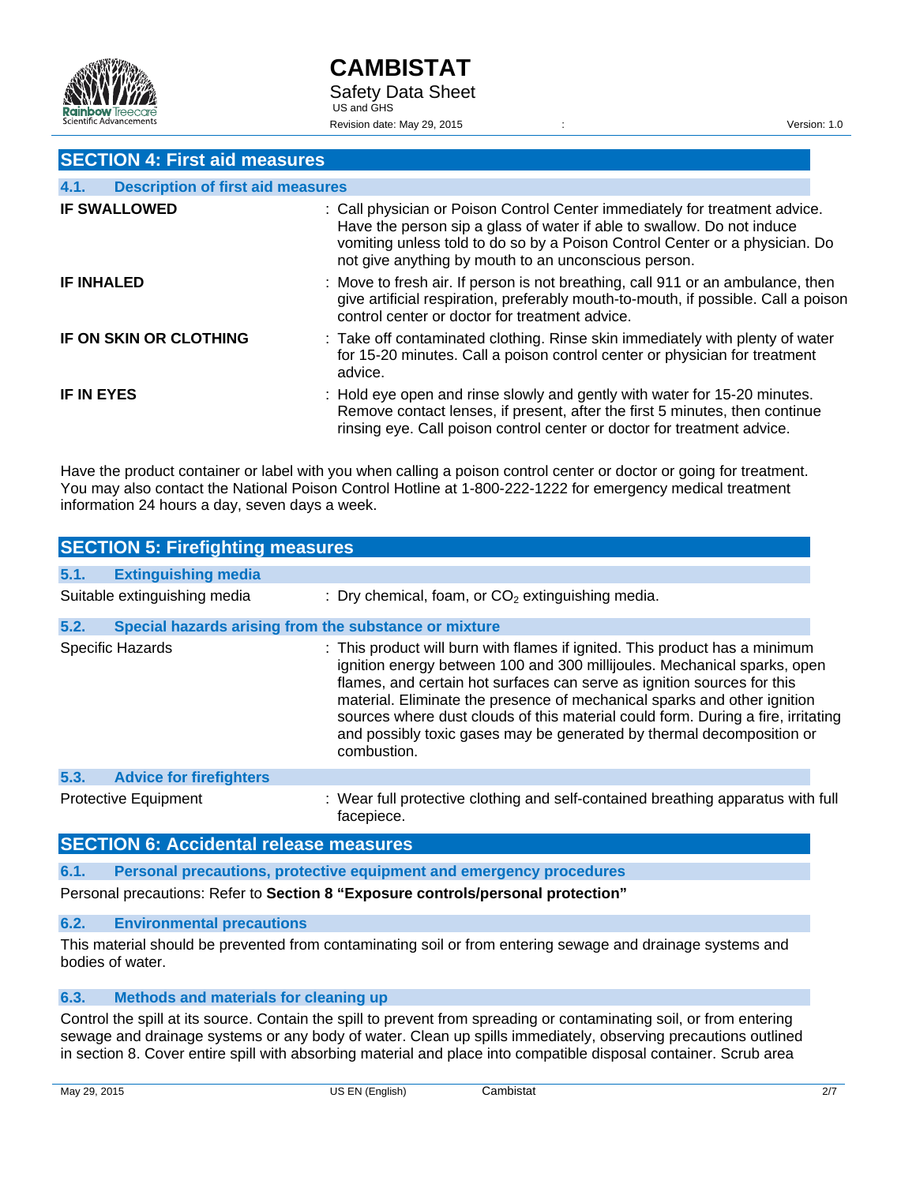## SECTION 4: First aid measures

### 4.1. Description of first aid measures

**IF SWALLOWED** : Call physician or Poison Control Center immediately for treatment advice. Have the person sip a glass of water if able to swallow. Do not induce vomiting unless told to do so by a Poison Control Center or a physician. Do not give anything by mouth to an unconscious person.

**IF INHALED** : Move to fresh air. If person is not breathing, call 911 or an ambulance, then give artificial respiration, preferably mouth-to-mouth, if possible. Call a poison control center or doctor for treatment advice.

**IF ON SKIN OR CLOTHING** : Take off contaminated clothing. Rinse skin immediately with plenty of water for 15-20 minutes. Call a poison control center or physician for treatment advice.

**IF IN EYES** : Hold eye open and rinse slowly and gently with water for 15-20 minutes. Remove contact lenses, if present, after the first 5 minutes, then continue rinsing eye. Call poison control center or doctor for treatment advice.

Have the product container or label with you when calling a poison control center or doctor or going for treatment. You may also contact the National Poison Control Hotline at 1-800-222-1222 for emergency medical treatment information 24 hours a day, seven days a week.

## SECTION 5: Firefighting measures

### 5.1. Extinguishing media

Suitable extinguishing media : Dry chemical, foam, or $CO_2$ extinguishing media.

### 5.2. Special hazards arising from the substance or mixture

Specific Hazards : This product will burn with flames if ignited. This product has a minimum ignition energy between 100 and 300 millijoules. Mechanical sparks, open flames, and certain hot surfaces can serve as ignition sources for this material. Eliminate the presence of mechanical sparks and other ignition sources where dust clouds of this material could form. During a fire, irritating and possibly toxic gases may be generated by thermal decomposition or combustion.

### 5.3. Advice for firefighters

Protective Equipment : Wear full protective clothing and self-contained breathing apparatus with full facepiece.

## SECTION 6: Accidental release measures

### 6.1. Personal precautions, protective equipment and emergency procedures

Personal precautions: Refer to **Section 8 “Exposure controls/personal protection”**

### 6.2. Environmental precautions

This material should be prevented from contaminating soil or from entering sewage and drainage systems and bodies of water.

### 6.3. Methods and materials for cleaning up

Control the spill at its source. Contain the spill to prevent from spreading or contaminating soil, or from entering sewage and drainage systems or any body of water. Clean up spills immediately, observing precautions outlined in section 8. Cover entire spill with absorbing material and place into compatible disposal container. Scrub area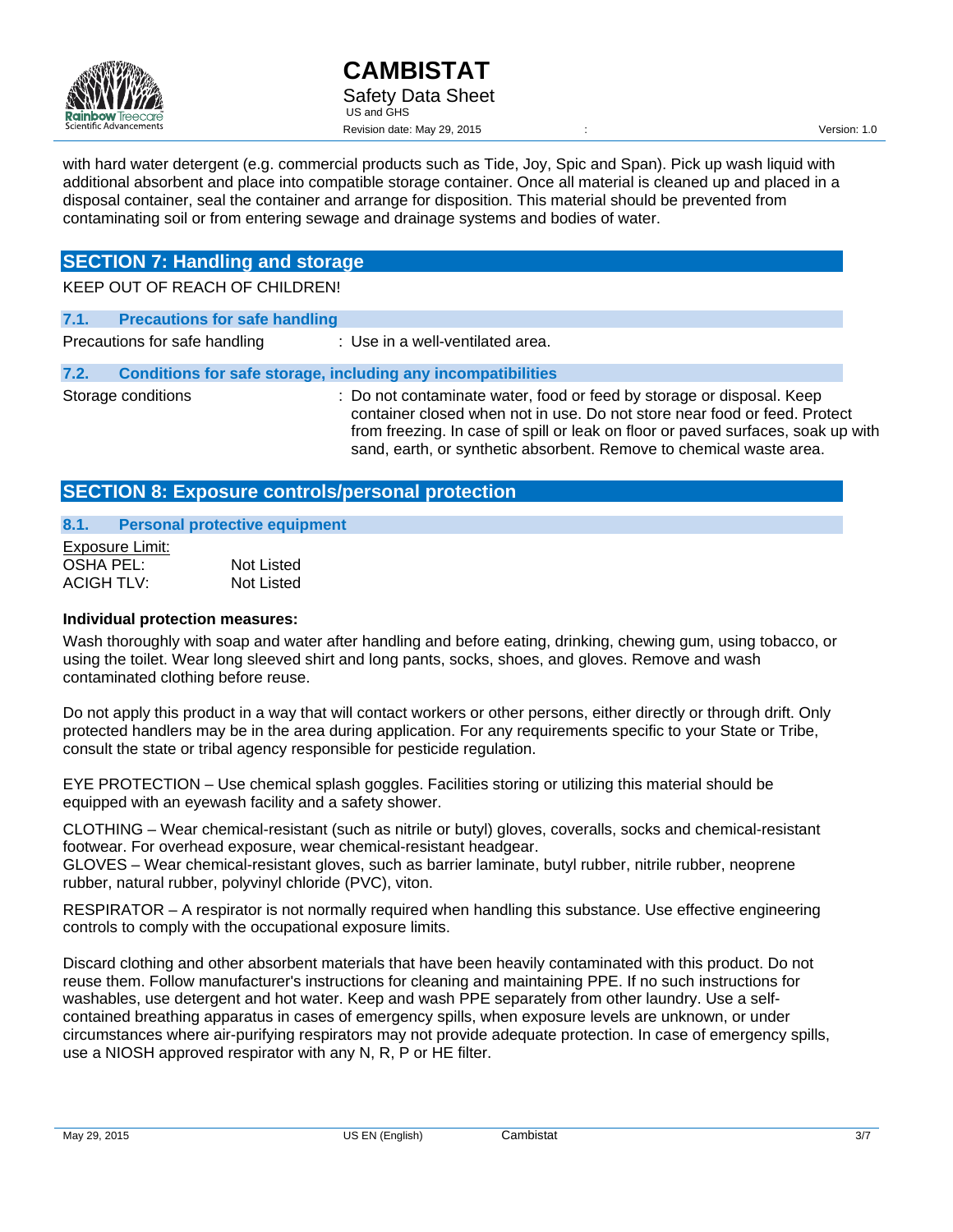with hard water detergent (e.g. commercial products such as Tide, Joy, Spic and Span). Pick up wash liquid with additional absorbent and place into compatible storage container. Once all material is cleaned up and placed in a disposal container, seal the container and arrange for disposition. This material should be prevented from contaminating soil or from entering sewage and drainage systems and bodies of water.

## SECTION 7: Handling and storage

KEEP OUT OF REACH OF CHILDREN!

### 7.1. Precautions for safe handling

Precautions for safe handling : Use in a well-ventilated area.

### 7.2. Conditions for safe storage, including any incompatibilities

Storage conditions : Do not contaminate water, food or feed by storage or disposal. Keep container closed when not in use. Do not store near food or feed. Protect from freezing. In case of spill or leak on floor or paved surfaces, soak up with sand, earth, or synthetic absorbent. Remove to chemical waste area.

## SECTION 8: Exposure controls/personal protection

### 8.1. Personal protective equipment

Exposure Limit:

| | |
|---|---|
| OSHA PEL: | Not Listed |
| ACIGH TLV: | Not Listed |

**Individual protection measures:**

Wash thoroughly with soap and water after handling and before eating, drinking, chewing gum, using tobacco, or using the toilet. Wear long sleeved shirt and long pants, socks, shoes, and gloves. Remove and wash contaminated clothing before reuse.

Do not apply this product in a way that will contact workers or other persons, either directly or through drift. Only protected handlers may be in the area during application. For any requirements specific to your State or Tribe, consult the state or tribal agency responsible for pesticide regulation.

EYE PROTECTION – Use chemical splash goggles. Facilities storing or utilizing this material should be equipped with an eyewash facility and a safety shower.

CLOTHING – Wear chemical-resistant (such as nitrile or butyl) gloves, coveralls, socks and chemical-resistant footwear. For overhead exposure, wear chemical-resistant headgear.
GLOVES – Wear chemical-resistant gloves, such as barrier laminate, butyl rubber, nitrile rubber, neoprene rubber, natural rubber, polyvinyl chloride (PVC), viton.

RESPIRATOR – A respirator is not normally required when handling this substance. Use effective engineering controls to comply with the occupational exposure limits.

Discard clothing and other absorbent materials that have been heavily contaminated with this product. Do not reuse them. Follow manufacturer's instructions for cleaning and maintaining PPE. If no such instructions for washables, use detergent and hot water. Keep and wash PPE separately from other laundry. Use a self-contained breathing apparatus in cases of emergency spills, when exposure levels are unknown, or under circumstances where air-purifying respirators may not provide adequate protection. In case of emergency spills, use a NIOSH approved respirator with any N, R, P or HE filter.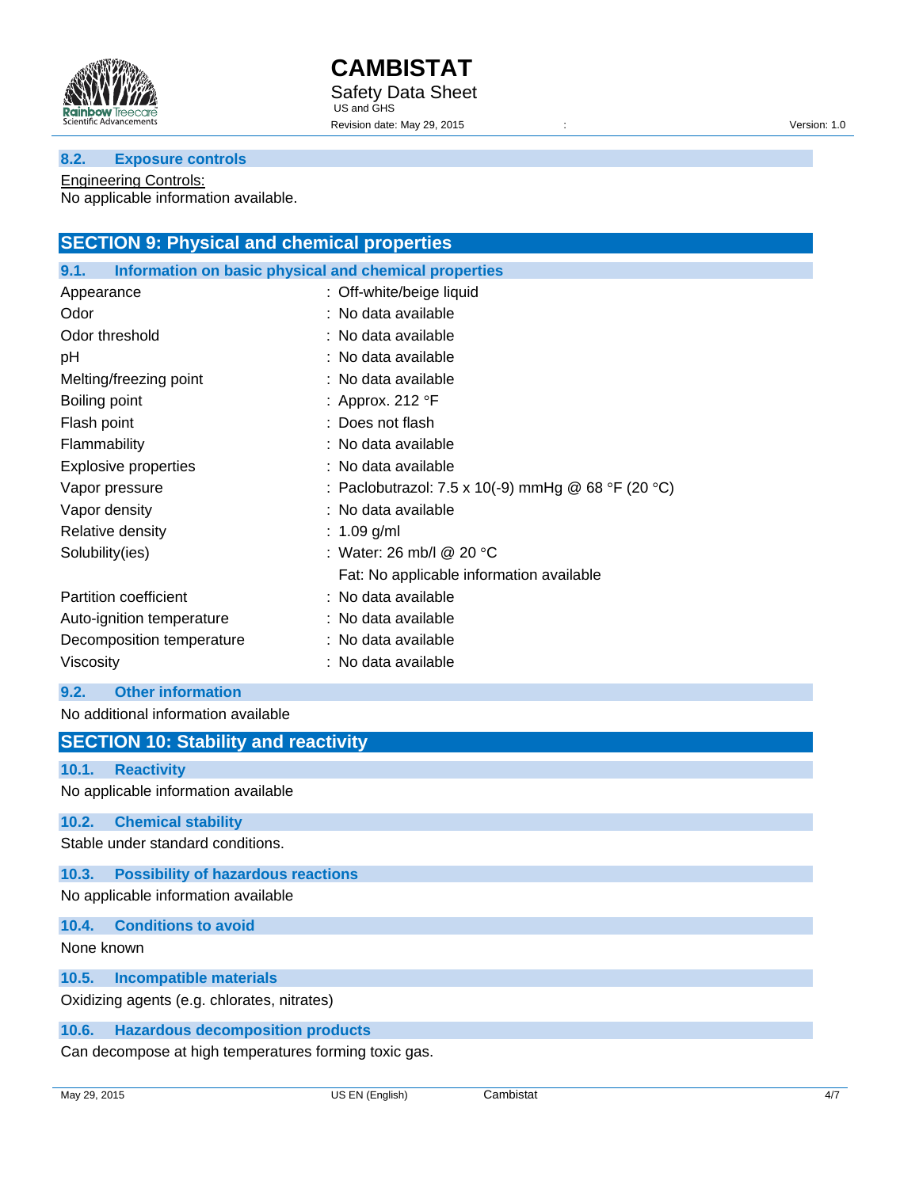### 8.2. Exposure controls

Engineering Controls:
No applicable information available.

## SECTION 9: Physical and chemical properties

### 9.1. Information on basic physical and chemical properties

| | |
|---|---|
| Appearance | : Off-white/beige liquid |
| Odor | : No data available |
| Odor threshold | : No data available |
| pH | : No data available |
| Melting/freezing point | : No data available |
| Boiling point | : Approx. 212 °F |
| Flash point | : Does not flash |
| Flammability | : No data available |
| Explosive properties | : No data available |
| Vapor pressure | : Paclobutrazol: 7.5 x 10(-9) mmHg @ 68 °F (20 °C) |
| Vapor density | : No data available |
| Relative density | : 1.09 g/ml |
| Solubility(ies) | : Water: 26 mb/l @ 20 °C<br>Fat: No applicable information available |
| Partition coefficient | : No data available |
| Auto-ignition temperature | : No data available |
| Decomposition temperature | : No data available |
| Viscosity | : No data available |

### 9.2. Other information

No additional information available

## SECTION 10: Stability and reactivity

### 10.1. Reactivity

No applicable information available

### 10.2. Chemical stability

Stable under standard conditions.

### 10.3. Possibility of hazardous reactions

No applicable information available

### 10.4. Conditions to avoid

None known

### 10.5. Incompatible materials

Oxidizing agents (e.g. chlorates, nitrates)

### 10.6. Hazardous decomposition products

Can decompose at high temperatures forming toxic gas.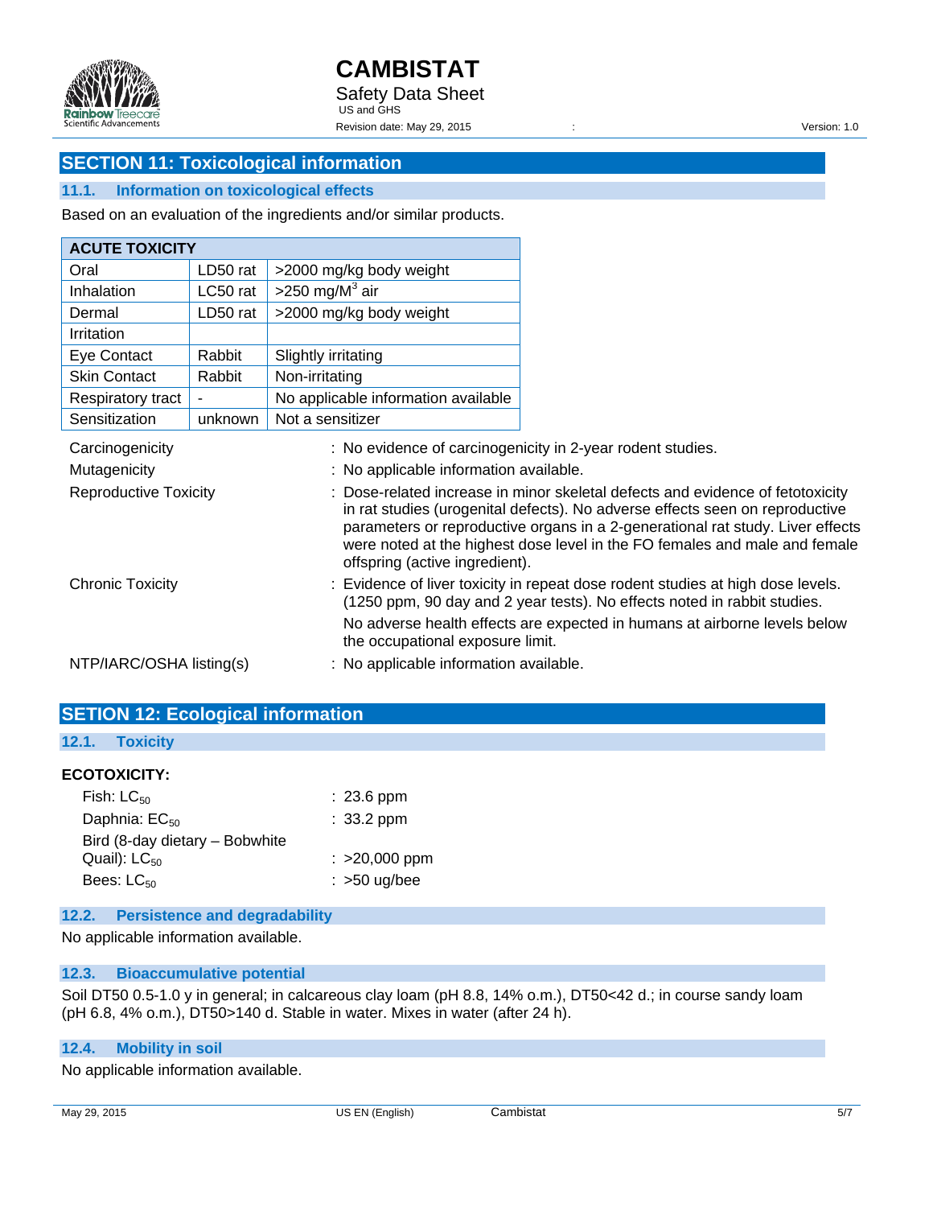## SECTION 11: Toxicological information

### 11.1. Information on toxicological effects

Based on an evaluation of the ingredients and/or similar products.

| ACUTE TOXICITY | | |
|---|---|---|
| Oral | LD50 rat | >2000 mg/kg body weight |
| Inhalation | LC50 rat | >250 mg/M$^3$ air |
| Dermal | LD50 rat | >2000 mg/kg body weight |
| Irritation | | |
| Eye Contact | Rabbit | Slightly irritating |
| Skin Contact | Rabbit | Non-irritating |
| Respiratory tract | - | No applicable information available |
| Sensitization | unknown | Not a sensitizer |

Carcinogenicity : No evidence of carcinogenicity in 2-year rodent studies.

Mutagenicity : No applicable information available.

Reproductive Toxicity : Dose-related increase in minor skeletal defects and evidence of fetotoxicity in rat studies (urogenital defects). No adverse effects seen on reproductive parameters or reproductive organs in a 2-generational rat study. Liver effects were noted at the highest dose level in the FO females and male and female offspring (active ingredient).

Chronic Toxicity : Evidence of liver toxicity in repeat dose rodent studies at high dose levels. (1250 ppm, 90 day and 2 year tests). No effects noted in rabbit studies.

No adverse health effects are expected in humans at airborne levels below the occupational exposure limit.

NTP/IARC/OSHA listing(s) : No applicable information available.

## SETION 12: Ecological information

### 12.1. Toxicity

**ECOTOXICITY:**

Fish: $LC_{50}$ : 23.6 ppm

Daphnia: $EC_{50}$ : 33.2 ppm

Bird (8-day dietary – Bobwhite Quail): $LC_{50}$ : >20,000 ppm

Bees: $LC_{50}$ : >50 ug/bee

### 12.2. Persistence and degradability

No applicable information available.

### 12.3. Bioaccumulative potential

Soil DT50 0.5-1.0 y in general; in calcareous clay loam (pH 8.8, 14% o.m.), DT50<42 d.; in course sandy loam (pH 6.8, 4% o.m.), DT50>140 d. Stable in water. Mixes in water (after 24 h).

### 12.4. Mobility in soil

No applicable information available.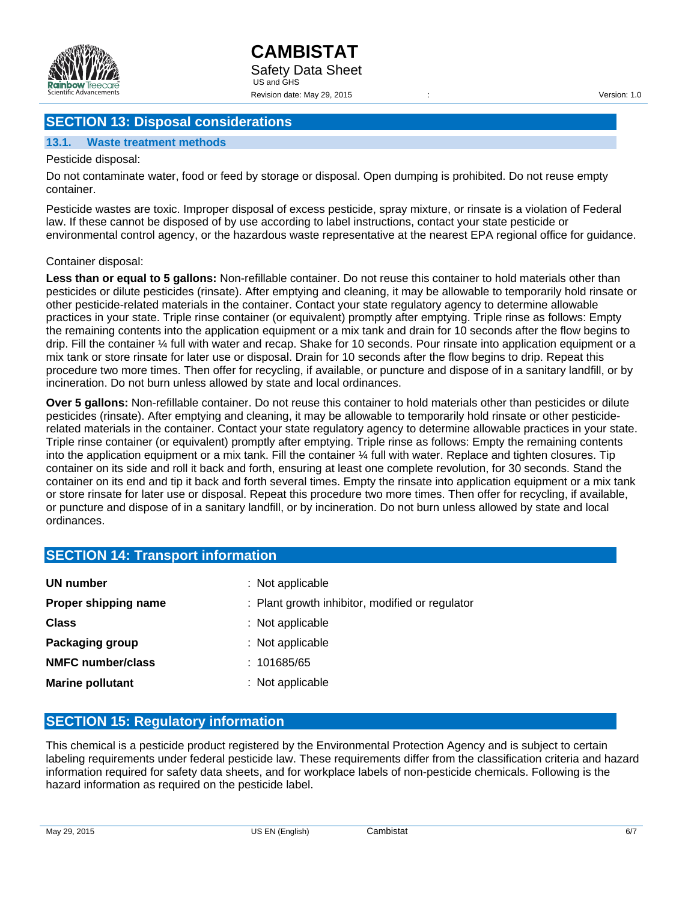## SECTION 13: Disposal considerations

### 13.1. Waste treatment methods

Pesticide disposal:

Do not contaminate water, food or feed by storage or disposal. Open dumping is prohibited. Do not reuse empty container.

Pesticide wastes are toxic. Improper disposal of excess pesticide, spray mixture, or rinsate is a violation of Federal law. If these cannot be disposed of by use according to label instructions, contact your state pesticide or environmental control agency, or the hazardous waste representative at the nearest EPA regional office for guidance.

Container disposal:

**Less than or equal to 5 gallons:** Non-refillable container. Do not reuse this container to hold materials other than pesticides or dilute pesticides (rinsate). After emptying and cleaning, it may be allowable to temporarily hold rinsate or other pesticide-related materials in the container. Contact your state regulatory agency to determine allowable practices in your state. Triple rinse container (or equivalent) promptly after emptying. Triple rinse as follows: Empty the remaining contents into the application equipment or a mix tank and drain for 10 seconds after the flow begins to drip. Fill the container ¼ full with water and recap. Shake for 10 seconds. Pour rinsate into application equipment or a mix tank or store rinsate for later use or disposal. Drain for 10 seconds after the flow begins to drip. Repeat this procedure two more times. Then offer for recycling, if available, or puncture and dispose of in a sanitary landfill, or by incineration. Do not burn unless allowed by state and local ordinances.

**Over 5 gallons:** Non-refillable container. Do not reuse this container to hold materials other than pesticides or dilute pesticides (rinsate). After emptying and cleaning, it may be allowable to temporarily hold rinsate or other pesticide-related materials in the container. Contact your state regulatory agency to determine allowable practices in your state. Triple rinse container (or equivalent) promptly after emptying. Triple rinse as follows: Empty the remaining contents into the application equipment or a mix tank. Fill the container ¼ full with water. Replace and tighten closures. Tip container on its side and roll it back and forth, ensuring at least one complete revolution, for 30 seconds. Stand the container on its end and tip it back and forth several times. Empty the rinsate into application equipment or a mix tank or store rinsate for later use or disposal. Repeat this procedure two more times. Then offer for recycling, if available, or puncture and dispose of in a sanitary landfill, or by incineration. Do not burn unless allowed by state and local ordinances.

## SECTION 14: Transport information

**UN number** : Not applicable

**Proper shipping name** : Plant growth inhibitor, modified or regulator

**Class** : Not applicable

**Packaging group** : Not applicable

**NMFC number/class** : 101685/65

**Marine pollutant** : Not applicable

## SECTION 15: Regulatory information

This chemical is a pesticide product registered by the Environmental Protection Agency and is subject to certain labeling requirements under federal pesticide law. These requirements differ from the classification criteria and hazard information required for safety data sheets, and for workplace labels of non-pesticide chemicals. Following is the hazard information as required on the pesticide label.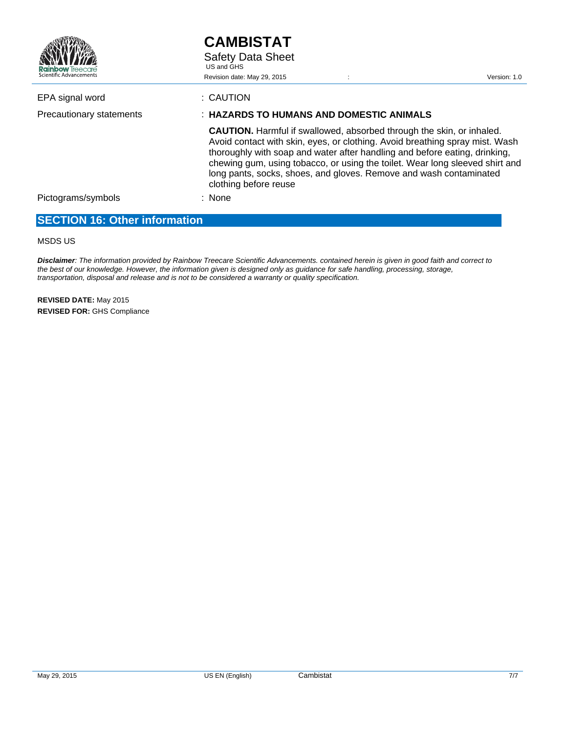| | |
|---|---|
| EPA signal word | : CAUTION |
| Precautionary statements | : **HAZARDS TO HUMANS AND DOMESTIC ANIMALS** |
| | **CAUTION.** Harmful if swallowed, absorbed through the skin, or inhaled. Avoid contact with skin, eyes, or clothing. Avoid breathing spray mist. Wash thoroughly with soap and water after handling and before eating, drinking, chewing gum, using tobacco, or using the toilet. Wear long sleeved shirt and long pants, socks, shoes, and gloves. Remove and wash contaminated clothing before reuse |
| Pictograms/symbols | : None |

## SECTION 16: Other information

MSDS US

***Disclaimer**: The information provided by Rainbow Treecare Scientific Advancements. contained herein is given in good faith and correct to the best of our knowledge. However, the information given is designed only as guidance for safe handling, processing, storage, transportation, disposal and release and is not to be considered a warranty or quality specification.*

**REVISED DATE:** May 2015

**REVISED FOR:** GHS Compliance